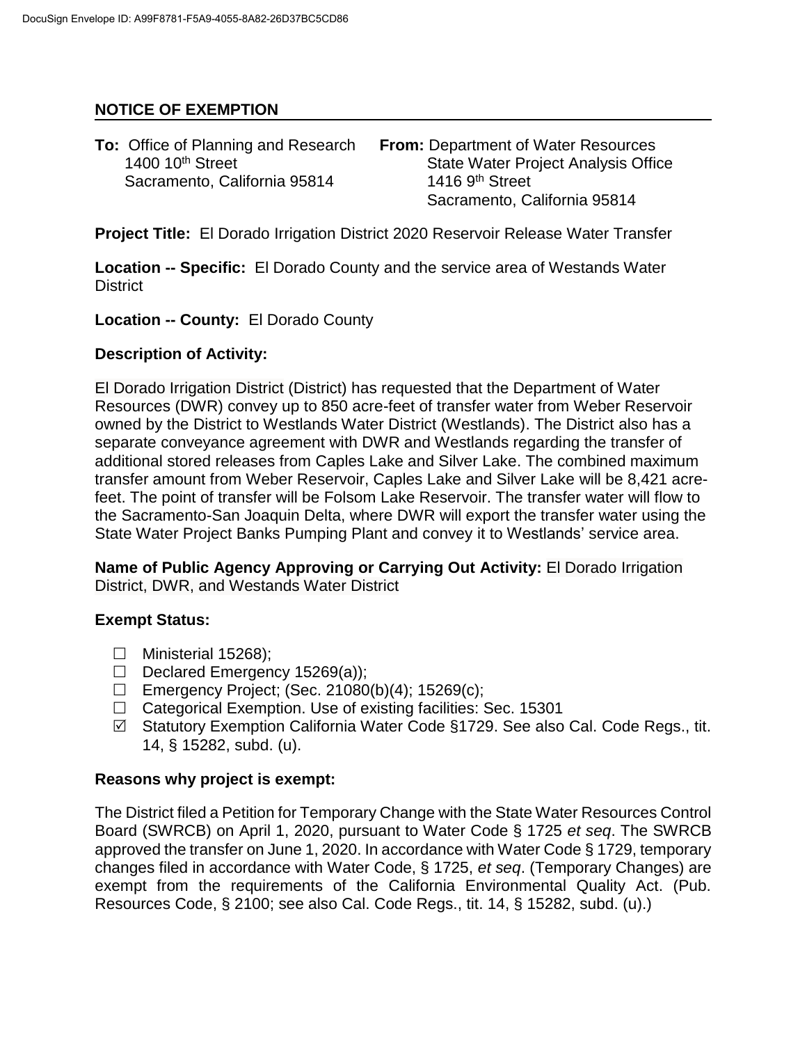DocuSign Envelope ID: A99F8781-F5A9-4055-8A82-26D37BC5CD86

## NOTICE OF EXEMPTION

**To:** Office of Planning and Research
1400 10th Street
Sacramento, California 95814

**From:** Department of Water Resources
State Water Project Analysis Office
1416 9th Street
Sacramento, California 95814

**Project Title:** El Dorado Irrigation District 2020 Reservoir Release Water Transfer

**Location -- Specific:** El Dorado County and the service area of Westands Water District

**Location -- County:** El Dorado County

### Description of Activity:

El Dorado Irrigation District (District) has requested that the Department of Water Resources (DWR) convey up to 850 acre-feet of transfer water from Weber Reservoir owned by the District to Westlands Water District (Westlands). The District also has a separate conveyance agreement with DWR and Westlands regarding the transfer of additional stored releases from Caples Lake and Silver Lake. The combined maximum transfer amount from Weber Reservoir, Caples Lake and Silver Lake will be 8,421 acre-feet. The point of transfer will be Folsom Lake Reservoir. The transfer water will flow to the Sacramento-San Joaquin Delta, where DWR will export the transfer water using the State Water Project Banks Pumping Plant and convey it to Westlands' service area.

**Name of Public Agency Approving or Carrying Out Activity:** El Dorado Irrigation District, DWR, and Westands Water District

### Exempt Status:

- ☐ Ministerial 15268);
- ☐ Declared Emergency 15269(a));
- ☐ Emergency Project; (Sec. 21080(b)(4); 15269(c);
- ☐ Categorical Exemption. Use of existing facilities: Sec. 15301
- ☑ Statutory Exemption California Water Code §1729. See also Cal. Code Regs., tit. 14, § 15282, subd. (u).

### Reasons why project is exempt:

The District filed a Petition for Temporary Change with the State Water Resources Control Board (SWRCB) on April 1, 2020, pursuant to Water Code § 1725 *et seq*. The SWRCB approved the transfer on June 1, 2020. In accordance with Water Code § 1729, temporary changes filed in accordance with Water Code, § 1725, *et seq*. (Temporary Changes) are exempt from the requirements of the California Environmental Quality Act. (Pub. Resources Code, § 2100; see also Cal. Code Regs., tit. 14, § 15282, subd. (u).)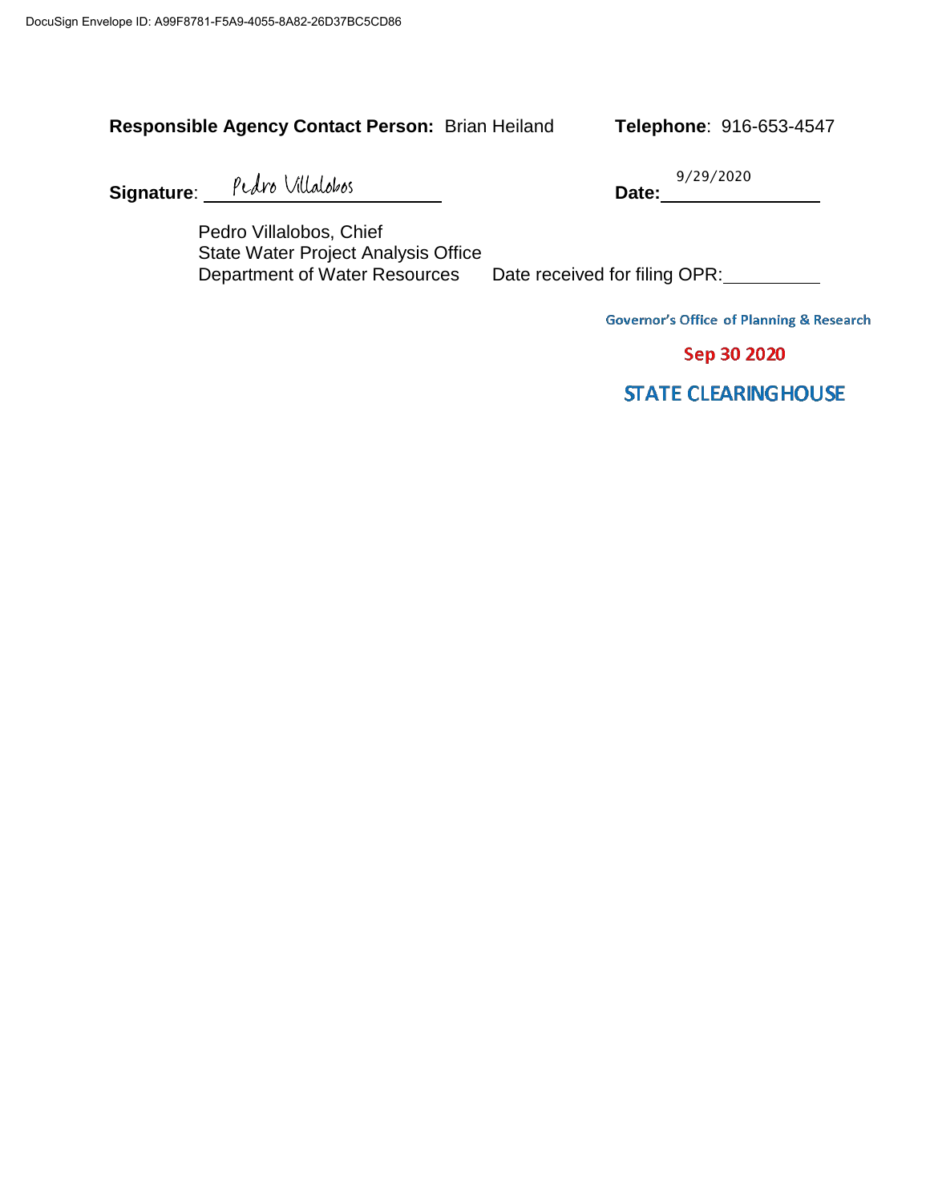DocuSign Envelope ID: A99F8781-F5A9-4055-8A82-26D37BC5CD86

**Responsible Agency Contact Person:** Brian Heiland **Telephone**: 916-653-4547

**Signature**: Pedro Villalobos **Date:** 9/29/2020

Pedro Villalobos, Chief
State Water Project Analysis Office
Department of Water Resources

Date received for filing OPR: __________

Governor's Office of Planning & Research

Sep 30 2020

STATE CLEARINGHOUSE